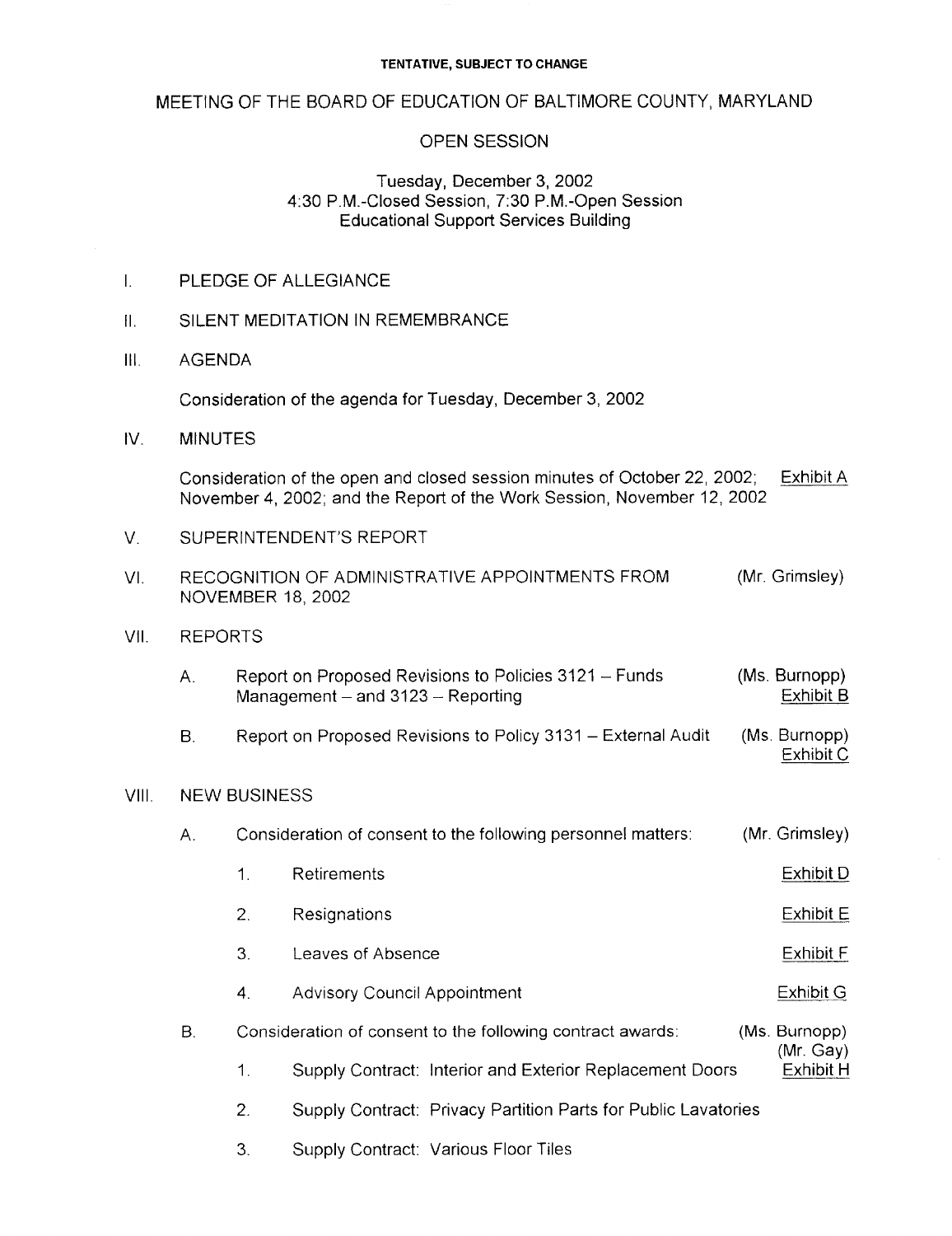**TENTATIVE, SUBJECT TO CHANGE**

# MEETING OF THE BOARD OF EDUCATION OF BALTIMORE COUNTY, MARYLAND

## OPEN SESSION

Tuesday, December 3, 2002
4:30 P.M.-Closed Session, 7:30 P.M.-Open Session
Educational Support Services Building

I. PLEDGE OF ALLEGIANCE

II. SILENT MEDITATION IN REMEMBRANCE

III. AGENDA

Consideration of the agenda for Tuesday, December 3, 2002

IV. MINUTES

Consideration of the open and closed session minutes of October 22, 2002; November 4, 2002; and the Report of the Work Session, November 12, 2002 — Exhibit A

V. SUPERINTENDENT'S REPORT

VI. RECOGNITION OF ADMINISTRATIVE APPOINTMENTS FROM NOVEMBER 18, 2002 — (Mr. Grimsley)

VII. REPORTS

A. Report on Proposed Revisions to Policies 3121 – Funds Management – and 3123 – Reporting — (Ms. Burnopp) Exhibit B

B. Report on Proposed Revisions to Policy 3131 – External Audit — (Ms. Burnopp) Exhibit C

VIII. NEW BUSINESS

A. Consideration of consent to the following personnel matters: — (Mr. Grimsley)

1. Retirements — Exhibit D
2. Resignations — Exhibit E
3. Leaves of Absence — Exhibit F
4. Advisory Council Appointment — Exhibit G

B. Consideration of consent to the following contract awards: — (Ms. Burnopp) (Mr. Gay)

1. Supply Contract: Interior and Exterior Replacement Doors — Exhibit H
2. Supply Contract: Privacy Partition Parts for Public Lavatories
3. Supply Contract: Various Floor Tiles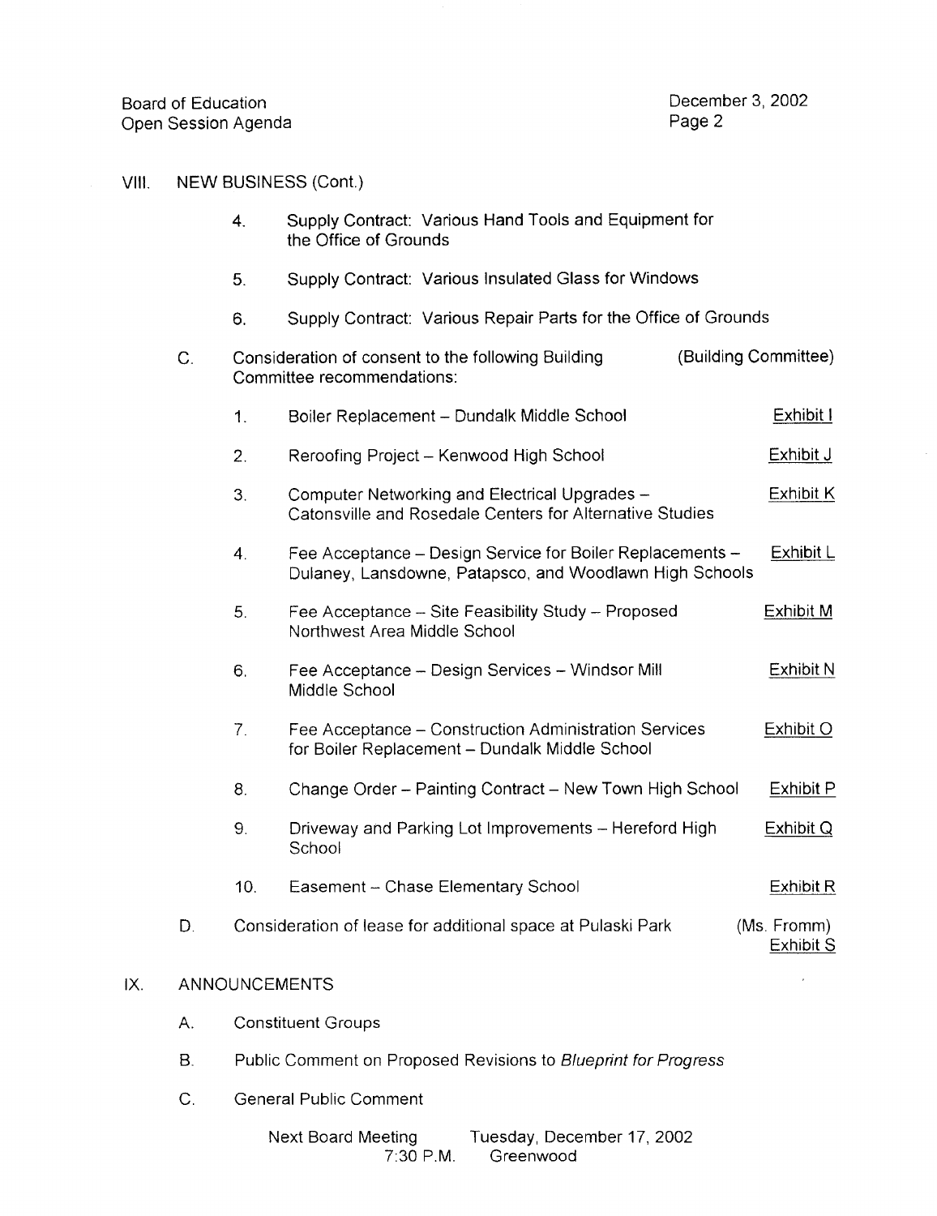VIII. NEW BUSINESS (Cont.)

4. Supply Contract: Various Hand Tools and Equipment for the Office of Grounds

5. Supply Contract: Various Insulated Glass for Windows

6. Supply Contract: Various Repair Parts for the Office of Grounds

C. Consideration of consent to the following Building Committee recommendations: (Building Committee)

1. Boiler Replacement – Dundalk Middle School — Exhibit I

2. Reroofing Project – Kenwood High School — Exhibit J

3. Computer Networking and Electrical Upgrades – Catonsville and Rosedale Centers for Alternative Studies — Exhibit K

4. Fee Acceptance – Design Service for Boiler Replacements – Dulaney, Lansdowne, Patapsco, and Woodlawn High Schools — Exhibit L

5. Fee Acceptance – Site Feasibility Study – Proposed Northwest Area Middle School — Exhibit M

6. Fee Acceptance – Design Services – Windsor Mill Middle School — Exhibit N

7. Fee Acceptance – Construction Administration Services for Boiler Replacement – Dundalk Middle School — Exhibit O

8. Change Order – Painting Contract – New Town High School — Exhibit P

9. Driveway and Parking Lot Improvements – Hereford High School — Exhibit Q

10. Easement – Chase Elementary School — Exhibit R

D. Consideration of lease for additional space at Pulaski Park (Ms. Fromm) Exhibit S

IX. ANNOUNCEMENTS

A. Constituent Groups

B. Public Comment on Proposed Revisions to *Blueprint for Progress*

C. General Public Comment

Next Board Meeting Tuesday, December 17, 2002
7:30 P.M. Greenwood